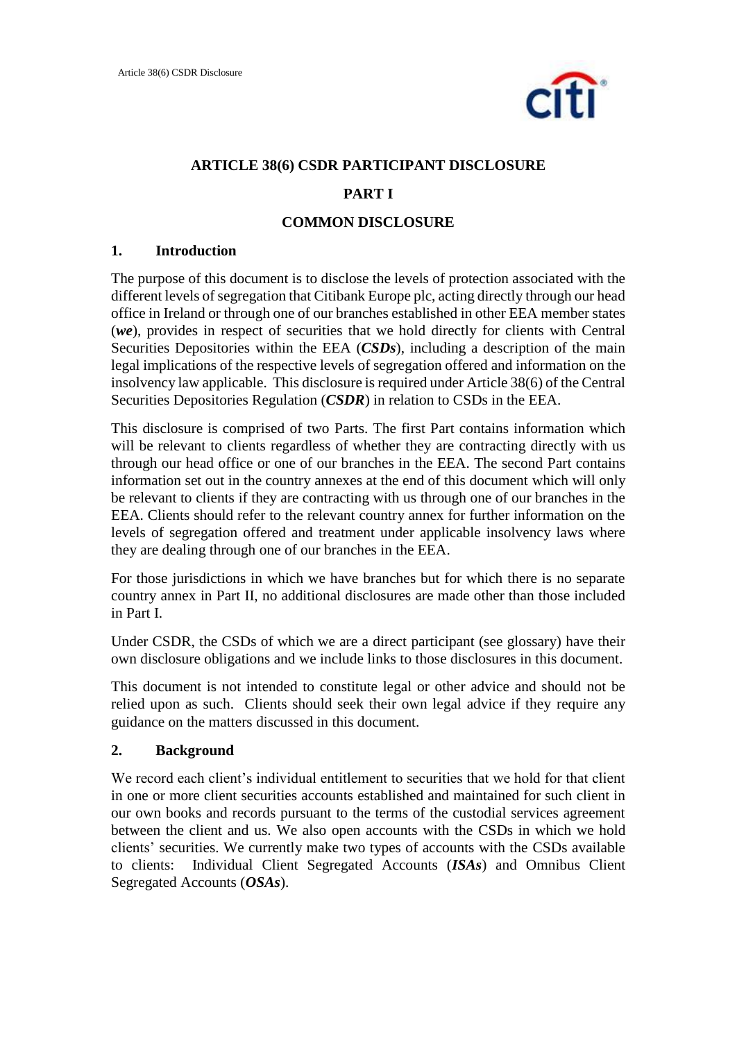# ARTICLE 38(6) CSDR PARTICIPANT DISCLOSURE

## PART I

## COMMON DISCLOSURE

### 1. Introduction

The purpose of this document is to disclose the levels of protection associated with the different levels of segregation that Citibank Europe plc, acting directly through our head office in Ireland or through one of our branches established in other EEA member states (***we***), provides in respect of securities that we hold directly for clients with Central Securities Depositories within the EEA (***CSDs***), including a description of the main legal implications of the respective levels of segregation offered and information on the insolvency law applicable. This disclosure is required under Article 38(6) of the Central Securities Depositories Regulation (***CSDR***) in relation to CSDs in the EEA.

This disclosure is comprised of two Parts. The first Part contains information which will be relevant to clients regardless of whether they are contracting directly with us through our head office or one of our branches in the EEA. The second Part contains information set out in the country annexes at the end of this document which will only be relevant to clients if they are contracting with us through one of our branches in the EEA. Clients should refer to the relevant country annex for further information on the levels of segregation offered and treatment under applicable insolvency laws where they are dealing through one of our branches in the EEA.

For those jurisdictions in which we have branches but for which there is no separate country annex in Part II, no additional disclosures are made other than those included in Part I.

Under CSDR, the CSDs of which we are a direct participant (see glossary) have their own disclosure obligations and we include links to those disclosures in this document.

This document is not intended to constitute legal or other advice and should not be relied upon as such. Clients should seek their own legal advice if they require any guidance on the matters discussed in this document.

### 2. Background

We record each client's individual entitlement to securities that we hold for that client in one or more client securities accounts established and maintained for such client in our own books and records pursuant to the terms of the custodial services agreement between the client and us. We also open accounts with the CSDs in which we hold clients' securities. We currently make two types of accounts with the CSDs available to clients: Individual Client Segregated Accounts (***ISAs***) and Omnibus Client Segregated Accounts (***OSAs***).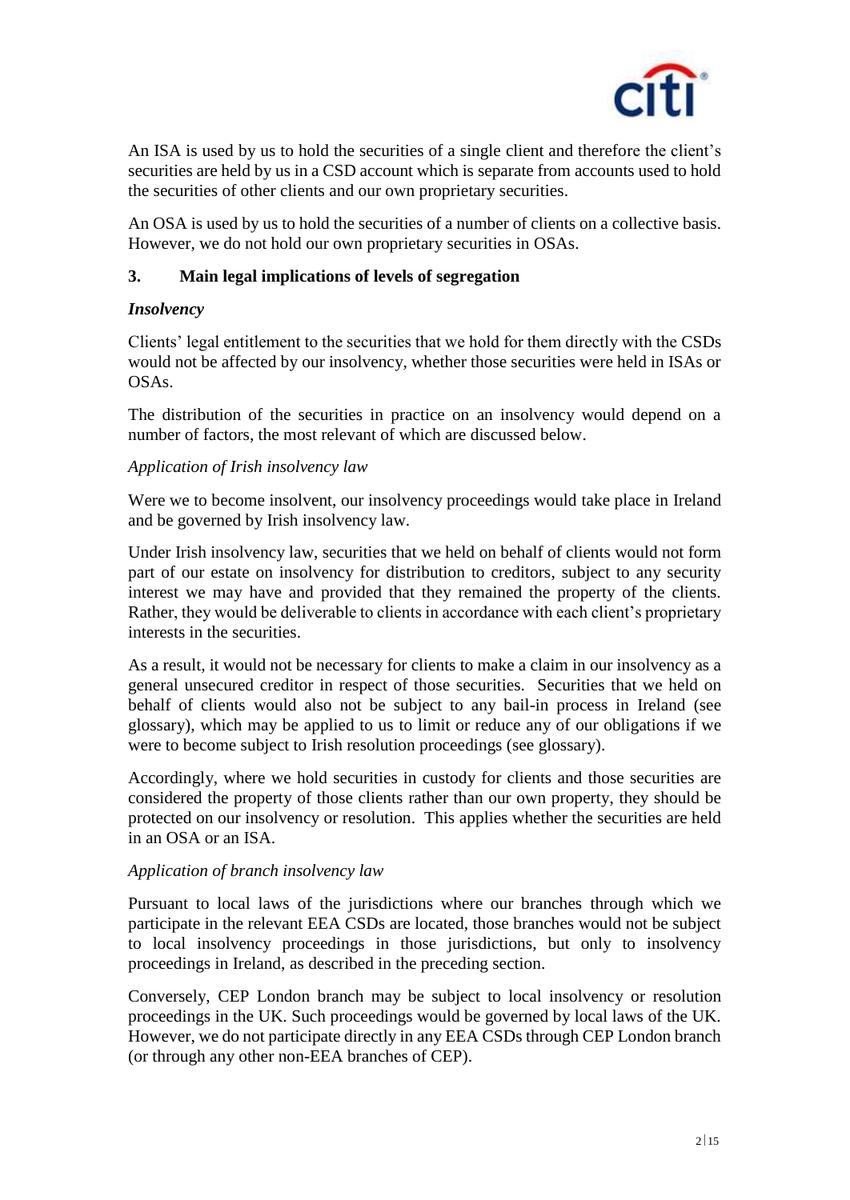An ISA is used by us to hold the securities of a single client and therefore the client's securities are held by us in a CSD account which is separate from accounts used to hold the securities of other clients and our own proprietary securities.

An OSA is used by us to hold the securities of a number of clients on a collective basis. However, we do not hold our own proprietary securities in OSAs.

## 3. Main legal implications of levels of segregation

### *Insolvency*

Clients' legal entitlement to the securities that we hold for them directly with the CSDs would not be affected by our insolvency, whether those securities were held in ISAs or OSAs.

The distribution of the securities in practice on an insolvency would depend on a number of factors, the most relevant of which are discussed below.

#### *Application of Irish insolvency law*

Were we to become insolvent, our insolvency proceedings would take place in Ireland and be governed by Irish insolvency law.

Under Irish insolvency law, securities that we held on behalf of clients would not form part of our estate on insolvency for distribution to creditors, subject to any security interest we may have and provided that they remained the property of the clients. Rather, they would be deliverable to clients in accordance with each client's proprietary interests in the securities.

As a result, it would not be necessary for clients to make a claim in our insolvency as a general unsecured creditor in respect of those securities. Securities that we held on behalf of clients would also not be subject to any bail-in process in Ireland (see glossary), which may be applied to us to limit or reduce any of our obligations if we were to become subject to Irish resolution proceedings (see glossary).

Accordingly, where we hold securities in custody for clients and those securities are considered the property of those clients rather than our own property, they should be protected on our insolvency or resolution. This applies whether the securities are held in an OSA or an ISA.

#### *Application of branch insolvency law*

Pursuant to local laws of the jurisdictions where our branches through which we participate in the relevant EEA CSDs are located, those branches would not be subject to local insolvency proceedings in those jurisdictions, but only to insolvency proceedings in Ireland, as described in the preceding section.

Conversely, CEP London branch may be subject to local insolvency or resolution proceedings in the UK. Such proceedings would be governed by local laws of the UK. However, we do not participate directly in any EEA CSDs through CEP London branch (or through any other non-EEA branches of CEP).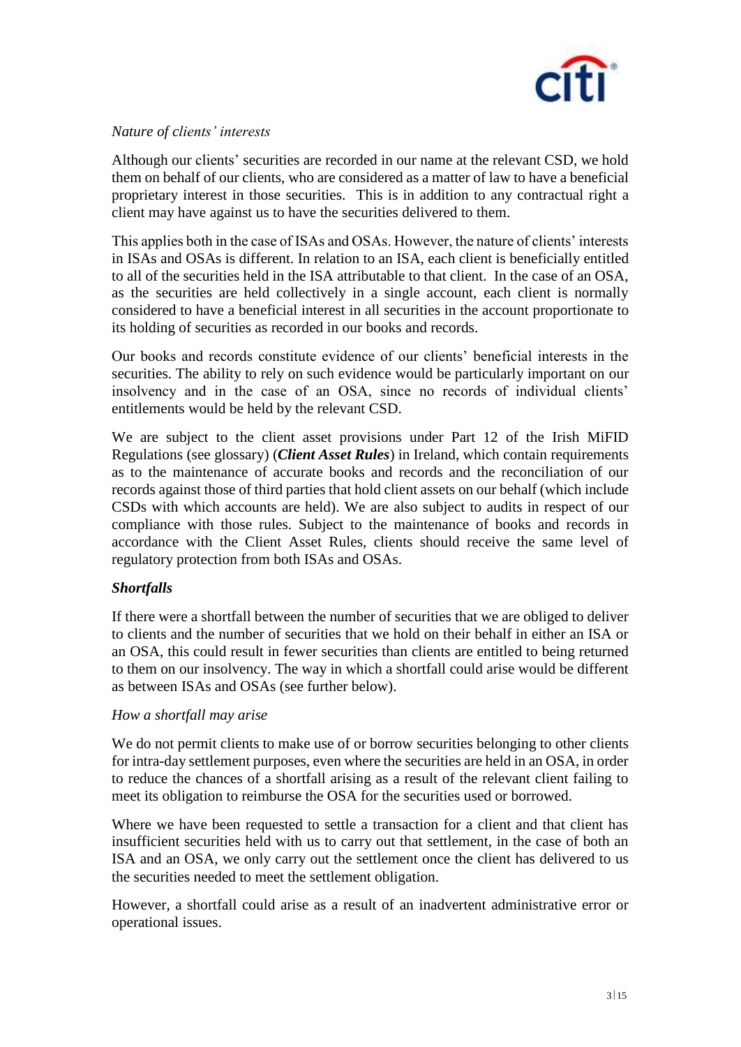*Nature of clients' interests*

Although our clients' securities are recorded in our name at the relevant CSD, we hold them on behalf of our clients, who are considered as a matter of law to have a beneficial proprietary interest in those securities. This is in addition to any contractual right a client may have against us to have the securities delivered to them.

This applies both in the case of ISAs and OSAs. However, the nature of clients' interests in ISAs and OSAs is different. In relation to an ISA, each client is beneficially entitled to all of the securities held in the ISA attributable to that client. In the case of an OSA, as the securities are held collectively in a single account, each client is normally considered to have a beneficial interest in all securities in the account proportionate to its holding of securities as recorded in our books and records.

Our books and records constitute evidence of our clients' beneficial interests in the securities. The ability to rely on such evidence would be particularly important on our insolvency and in the case of an OSA, since no records of individual clients' entitlements would be held by the relevant CSD.

We are subject to the client asset provisions under Part 12 of the Irish MiFID Regulations (see glossary) (***Client Asset Rules***) in Ireland, which contain requirements as to the maintenance of accurate books and records and the reconciliation of our records against those of third parties that hold client assets on our behalf (which include CSDs with which accounts are held). We are also subject to audits in respect of our compliance with those rules. Subject to the maintenance of books and records in accordance with the Client Asset Rules, clients should receive the same level of regulatory protection from both ISAs and OSAs.

***Shortfalls***

If there were a shortfall between the number of securities that we are obliged to deliver to clients and the number of securities that we hold on their behalf in either an ISA or an OSA, this could result in fewer securities than clients are entitled to being returned to them on our insolvency. The way in which a shortfall could arise would be different as between ISAs and OSAs (see further below).

*How a shortfall may arise*

We do not permit clients to make use of or borrow securities belonging to other clients for intra-day settlement purposes, even where the securities are held in an OSA, in order to reduce the chances of a shortfall arising as a result of the relevant client failing to meet its obligation to reimburse the OSA for the securities used or borrowed.

Where we have been requested to settle a transaction for a client and that client has insufficient securities held with us to carry out that settlement, in the case of both an ISA and an OSA, we only carry out the settlement once the client has delivered to us the securities needed to meet the settlement obligation.

However, a shortfall could arise as a result of an inadvertent administrative error or operational issues.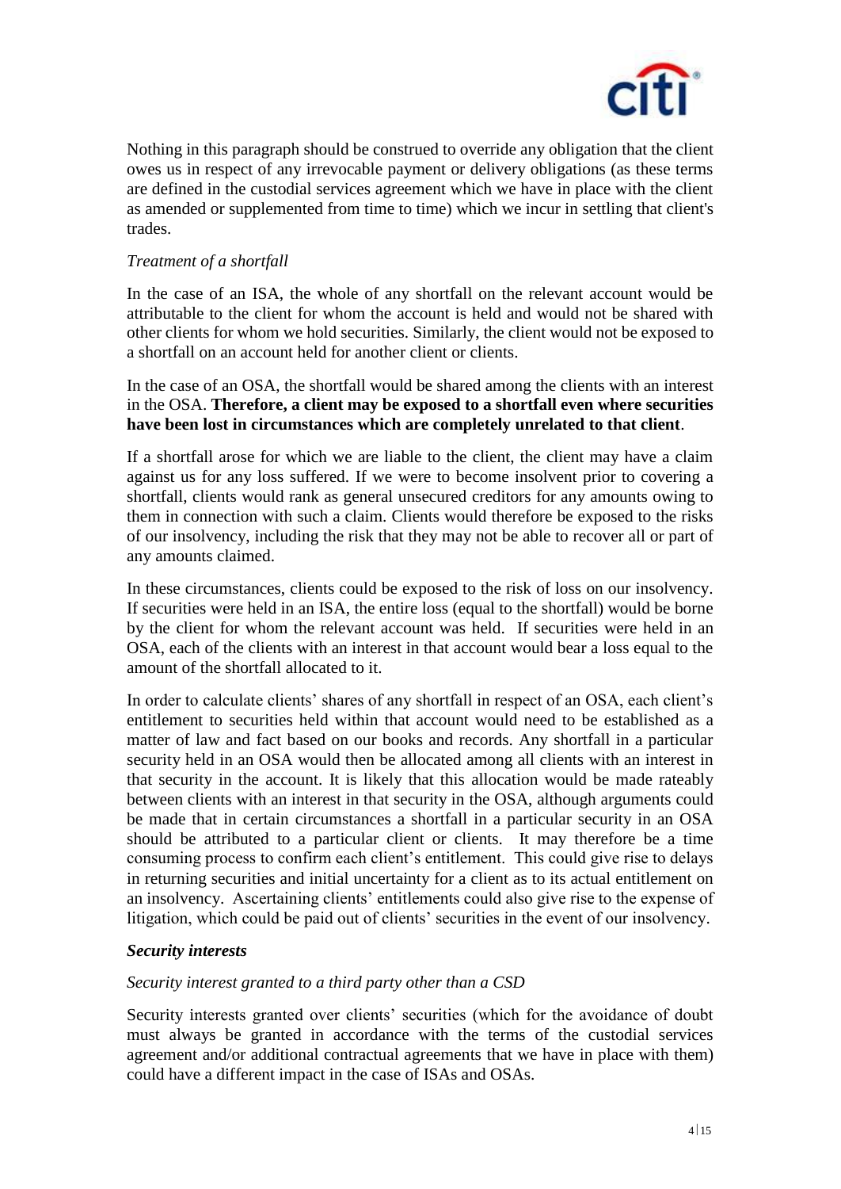Nothing in this paragraph should be construed to override any obligation that the client owes us in respect of any irrevocable payment or delivery obligations (as these terms are defined in the custodial services agreement which we have in place with the client as amended or supplemented from time to time) which we incur in settling that client's trades.

*Treatment of a shortfall*

In the case of an ISA, the whole of any shortfall on the relevant account would be attributable to the client for whom the account is held and would not be shared with other clients for whom we hold securities. Similarly, the client would not be exposed to a shortfall on an account held for another client or clients.

In the case of an OSA, the shortfall would be shared among the clients with an interest in the OSA. **Therefore, a client may be exposed to a shortfall even where securities have been lost in circumstances which are completely unrelated to that client**.

If a shortfall arose for which we are liable to the client, the client may have a claim against us for any loss suffered. If we were to become insolvent prior to covering a shortfall, clients would rank as general unsecured creditors for any amounts owing to them in connection with such a claim. Clients would therefore be exposed to the risks of our insolvency, including the risk that they may not be able to recover all or part of any amounts claimed.

In these circumstances, clients could be exposed to the risk of loss on our insolvency. If securities were held in an ISA, the entire loss (equal to the shortfall) would be borne by the client for whom the relevant account was held. If securities were held in an OSA, each of the clients with an interest in that account would bear a loss equal to the amount of the shortfall allocated to it.

In order to calculate clients' shares of any shortfall in respect of an OSA, each client's entitlement to securities held within that account would need to be established as a matter of law and fact based on our books and records. Any shortfall in a particular security held in an OSA would then be allocated among all clients with an interest in that security in the account. It is likely that this allocation would be made rateably between clients with an interest in that security in the OSA, although arguments could be made that in certain circumstances a shortfall in a particular security in an OSA should be attributed to a particular client or clients. It may therefore be a time consuming process to confirm each client's entitlement. This could give rise to delays in returning securities and initial uncertainty for a client as to its actual entitlement on an insolvency. Ascertaining clients' entitlements could also give rise to the expense of litigation, which could be paid out of clients' securities in the event of our insolvency.

***Security interests***

*Security interest granted to a third party other than a CSD*

Security interests granted over clients' securities (which for the avoidance of doubt must always be granted in accordance with the terms of the custodial services agreement and/or additional contractual agreements that we have in place with them) could have a different impact in the case of ISAs and OSAs.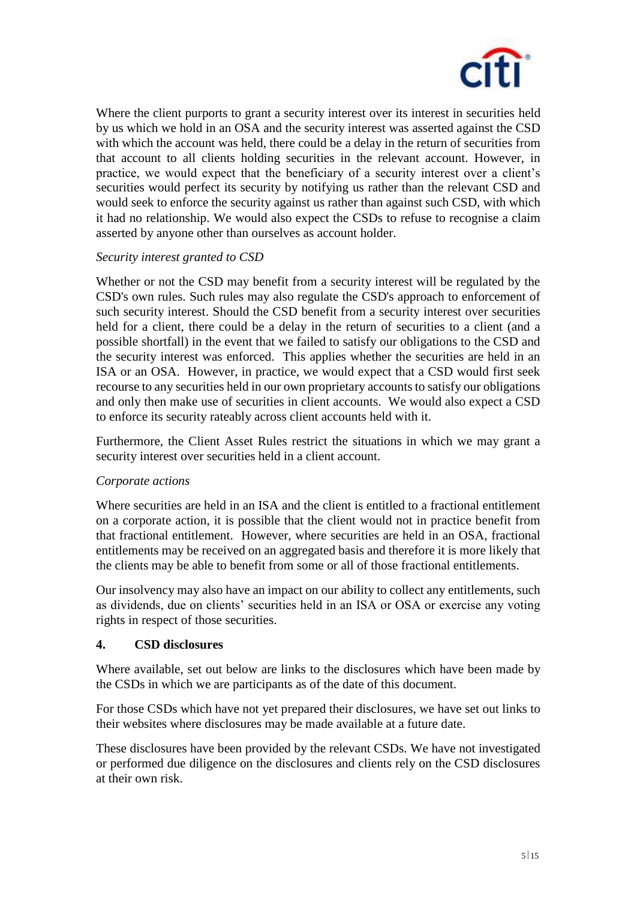Where the client purports to grant a security interest over its interest in securities held by us which we hold in an OSA and the security interest was asserted against the CSD with which the account was held, there could be a delay in the return of securities from that account to all clients holding securities in the relevant account. However, in practice, we would expect that the beneficiary of a security interest over a client's securities would perfect its security by notifying us rather than the relevant CSD and would seek to enforce the security against us rather than against such CSD, with which it had no relationship. We would also expect the CSDs to refuse to recognise a claim asserted by anyone other than ourselves as account holder.

*Security interest granted to CSD*

Whether or not the CSD may benefit from a security interest will be regulated by the CSD's own rules. Such rules may also regulate the CSD's approach to enforcement of such security interest. Should the CSD benefit from a security interest over securities held for a client, there could be a delay in the return of securities to a client (and a possible shortfall) in the event that we failed to satisfy our obligations to the CSD and the security interest was enforced. This applies whether the securities are held in an ISA or an OSA. However, in practice, we would expect that a CSD would first seek recourse to any securities held in our own proprietary accounts to satisfy our obligations and only then make use of securities in client accounts. We would also expect a CSD to enforce its security rateably across client accounts held with it.

Furthermore, the Client Asset Rules restrict the situations in which we may grant a security interest over securities held in a client account.

*Corporate actions*

Where securities are held in an ISA and the client is entitled to a fractional entitlement on a corporate action, it is possible that the client would not in practice benefit from that fractional entitlement. However, where securities are held in an OSA, fractional entitlements may be received on an aggregated basis and therefore it is more likely that the clients may be able to benefit from some or all of those fractional entitlements.

Our insolvency may also have an impact on our ability to collect any entitlements, such as dividends, due on clients' securities held in an ISA or OSA or exercise any voting rights in respect of those securities.

## 4. CSD disclosures

Where available, set out below are links to the disclosures which have been made by the CSDs in which we are participants as of the date of this document.

For those CSDs which have not yet prepared their disclosures, we have set out links to their websites where disclosures may be made available at a future date.

These disclosures have been provided by the relevant CSDs. We have not investigated or performed due diligence on the disclosures and clients rely on the CSD disclosures at their own risk.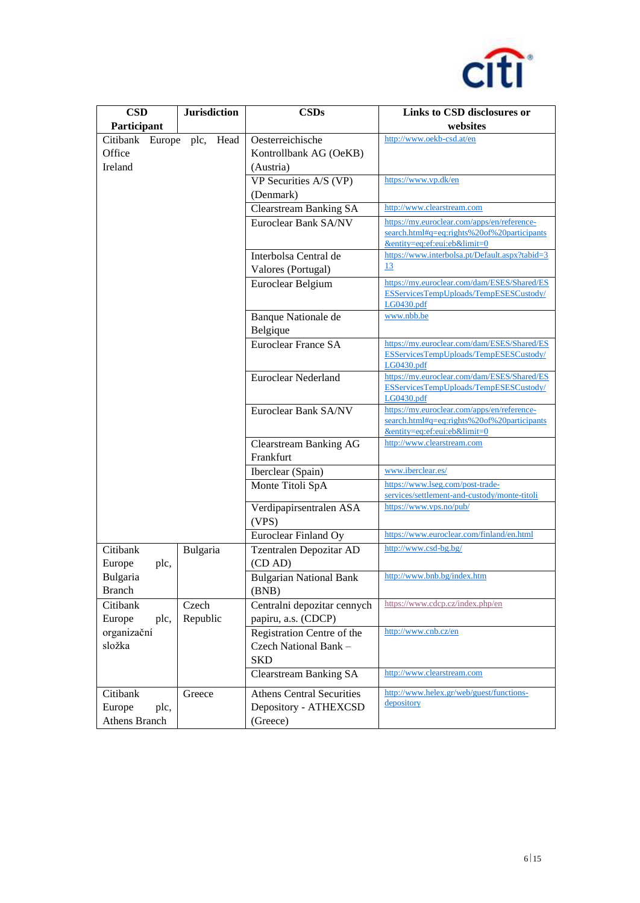| CSD Participant | Jurisdiction | CSDs | Links to CSD disclosures or websites |
|---|---|---|---|
| Citibank Europe plc, Head Office | Ireland | Oesterreichische Kontrollbank AG (OeKB) (Austria) | http://www.oekb-csd.at/en |
| | | VP Securities A/S (VP) (Denmark) | https://www.vp.dk/en |
| | | Clearstream Banking SA | http://www.clearstream.com |
| | | Euroclear Bank SA/NV | https://my.euroclear.com/apps/en/reference-search.html#q=eq:rights%20of%20participants&entity=eq:ef:eui:eb&limit=0 |
| | | Interbolsa Central de Valores (Portugal) | https://www.interbolsa.pt/Default.aspx?tabid=313 |
| | | Euroclear Belgium | https://my.euroclear.com/dam/ESES/Shared/ESESServicesTempUploads/TempESESCustody/LG0430.pdf |
| | | Banque Nationale de Belgique | www.nbb.be |
| | | Euroclear France SA | https://my.euroclear.com/dam/ESES/Shared/ESESServicesTempUploads/TempESESCustody/LG0430.pdf |
| | | Euroclear Nederland | https://my.euroclear.com/dam/ESES/Shared/ESESServicesTempUploads/TempESESCustody/LG0430.pdf |
| | | Euroclear Bank SA/NV | https://my.euroclear.com/apps/en/reference-search.html#q=eq:rights%20of%20participants&entity=eq:ef:eui:eb&limit=0 |
| | | Clearstream Banking AG Frankfurt | http://www.clearstream.com |
| | | Iberclear (Spain) | www.iberclear.es/ |
| | | Monte Titoli SpA | https://www.lseg.com/post-trade-services/settlement-and-custody/monte-titoli |
| | | Verdipapirsentralen ASA (VPS) | https://www.vps.no/pub/ |
| | | Euroclear Finland Oy | https://www.euroclear.com/finland/en.html |
| Citibank Europe plc, Bulgaria Branch | Bulgaria | Tzentralen Depozitar AD (CD AD) | http://www.csd-bg.bg/ |
| | | Bulgarian National Bank (BNB) | http://www.bnb.bg/index.htm |
| Citibank Europe plc, organizační složka | Czech Republic | Centralni depozitar cennych papiru, a.s. (CDCP) | https://www.cdcp.cz/index.php/en |
| | | Registration Centre of the Czech National Bank – SKD | http://www.cnb.cz/en |
| | | Clearstream Banking SA | http://www.clearstream.com |
| Citibank Europe plc, Athens Branch | Greece | Athens Central Securities Depository - ATHEXCSD (Greece) | http://www.helex.gr/web/guest/functions-depository |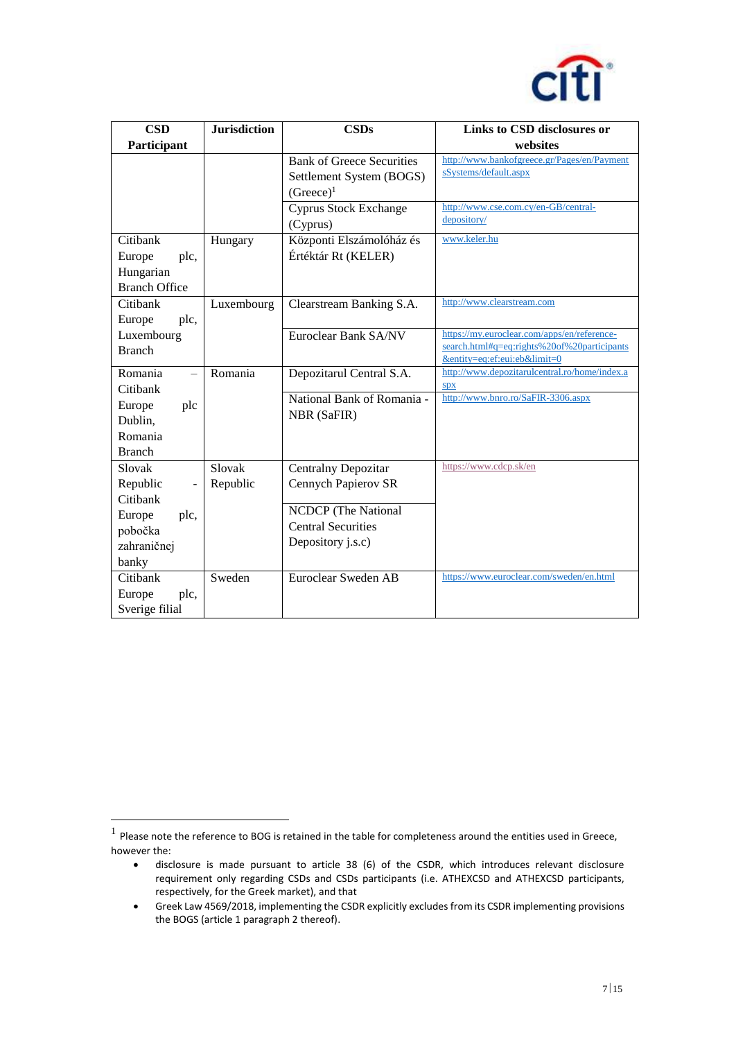| CSD Participant | Jurisdiction | CSDs | Links to CSD disclosures or websites |
|---|---|---|---|
| | | Bank of Greece Securities Settlement System (BOGS) (Greece)[1] | http://www.bankofgreece.gr/Pages/en/PaymentsSystems/default.aspx |
| | | Cyprus Stock Exchange (Cyprus) | http://www.cse.com.cy/en-GB/central-depository/ |
| Citibank Europe plc, Hungarian Branch Office | Hungary | Központi Elszámolóház és Értéktár Rt (KELER) | www.keler.hu |
| Citibank Europe plc, Luxembourg Branch | Luxembourg | Clearstream Banking S.A. | http://www.clearstream.com |
| | | Euroclear Bank SA/NV | https://my.euroclear.com/apps/en/reference-search.html#q=eq:rights%20of%20participants&entity=eq:ef:eui:eb&limit=0 |
| Romania – Citibank Europe plc Dublin, Romania Branch | Romania | Depozitarul Central S.A. | http://www.depozitarulcentral.ro/home/index.aspx |
| | | National Bank of Romania - NBR (SaFIR) | http://www.bnro.ro/SaFIR-3306.aspx |
| Slovak Republic - Citibank Europe plc, pobočka zahraničnej banky | Slovak Republic | Centralny Depozitar Cennych Papierov SR | https://www.cdcp.sk/en |
| | | NCDCP (The National Central Securities Depository j.s.c) | |
| Citibank Europe plc, Sverige filial | Sweden | Euroclear Sweden AB | https://www.euroclear.com/sweden/en.html |

[1] Please note the reference to BOG is retained in the table for completeness around the entities used in Greece, however the:

- disclosure is made pursuant to article 38 (6) of the CSDR, which introduces relevant disclosure requirement only regarding CSDs and CSDs participants (i.e. ATHEXCSD and ATHEXCSD participants, respectively, for the Greek market), and that
- Greek Law 4569/2018, implementing the CSDR explicitly excludes from its CSDR implementing provisions the BOGS (article 1 paragraph 2 thereof).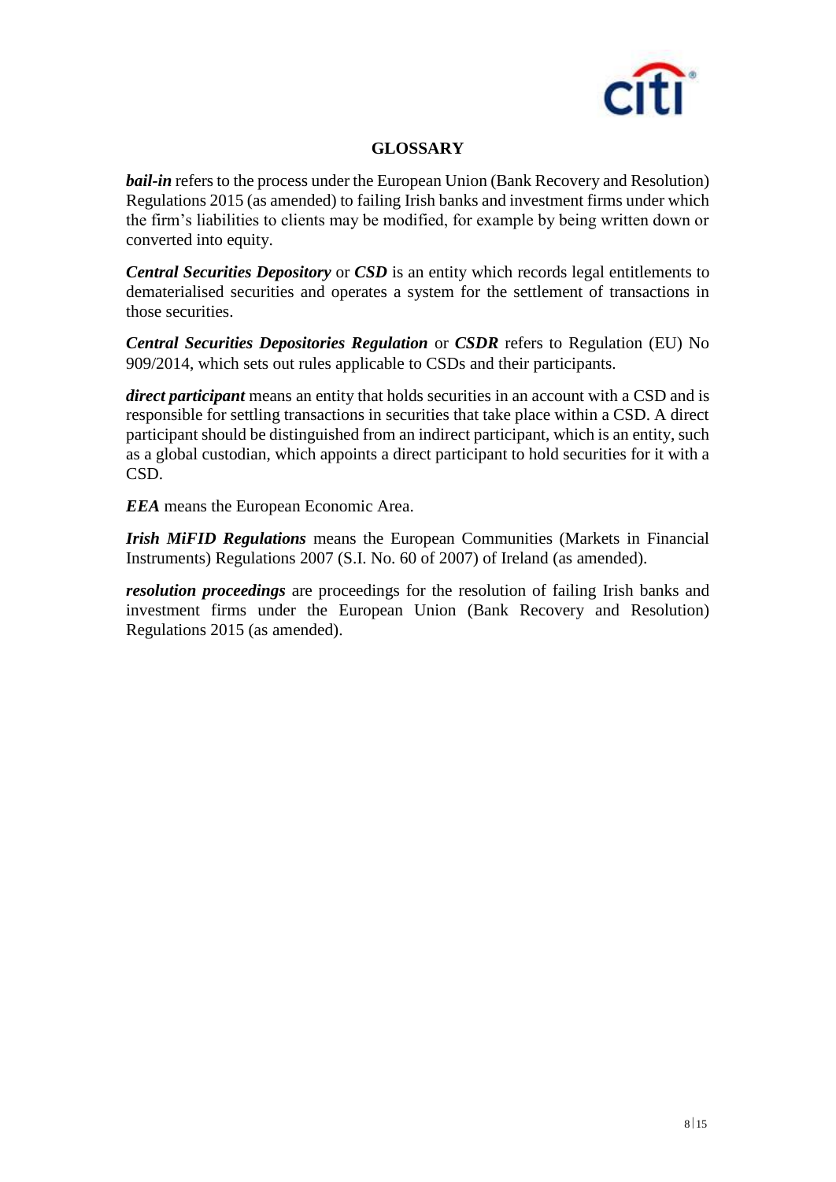## GLOSSARY

***bail-in*** refers to the process under the European Union (Bank Recovery and Resolution) Regulations 2015 (as amended) to failing Irish banks and investment firms under which the firm's liabilities to clients may be modified, for example by being written down or converted into equity.

***Central Securities Depository*** or ***CSD*** is an entity which records legal entitlements to dematerialised securities and operates a system for the settlement of transactions in those securities.

***Central Securities Depositories Regulation*** or ***CSDR*** refers to Regulation (EU) No 909/2014, which sets out rules applicable to CSDs and their participants.

***direct participant*** means an entity that holds securities in an account with a CSD and is responsible for settling transactions in securities that take place within a CSD. A direct participant should be distinguished from an indirect participant, which is an entity, such as a global custodian, which appoints a direct participant to hold securities for it with a CSD.

***EEA*** means the European Economic Area.

***Irish MiFID Regulations*** means the European Communities (Markets in Financial Instruments) Regulations 2007 (S.I. No. 60 of 2007) of Ireland (as amended).

***resolution proceedings*** are proceedings for the resolution of failing Irish banks and investment firms under the European Union (Bank Recovery and Resolution) Regulations 2015 (as amended).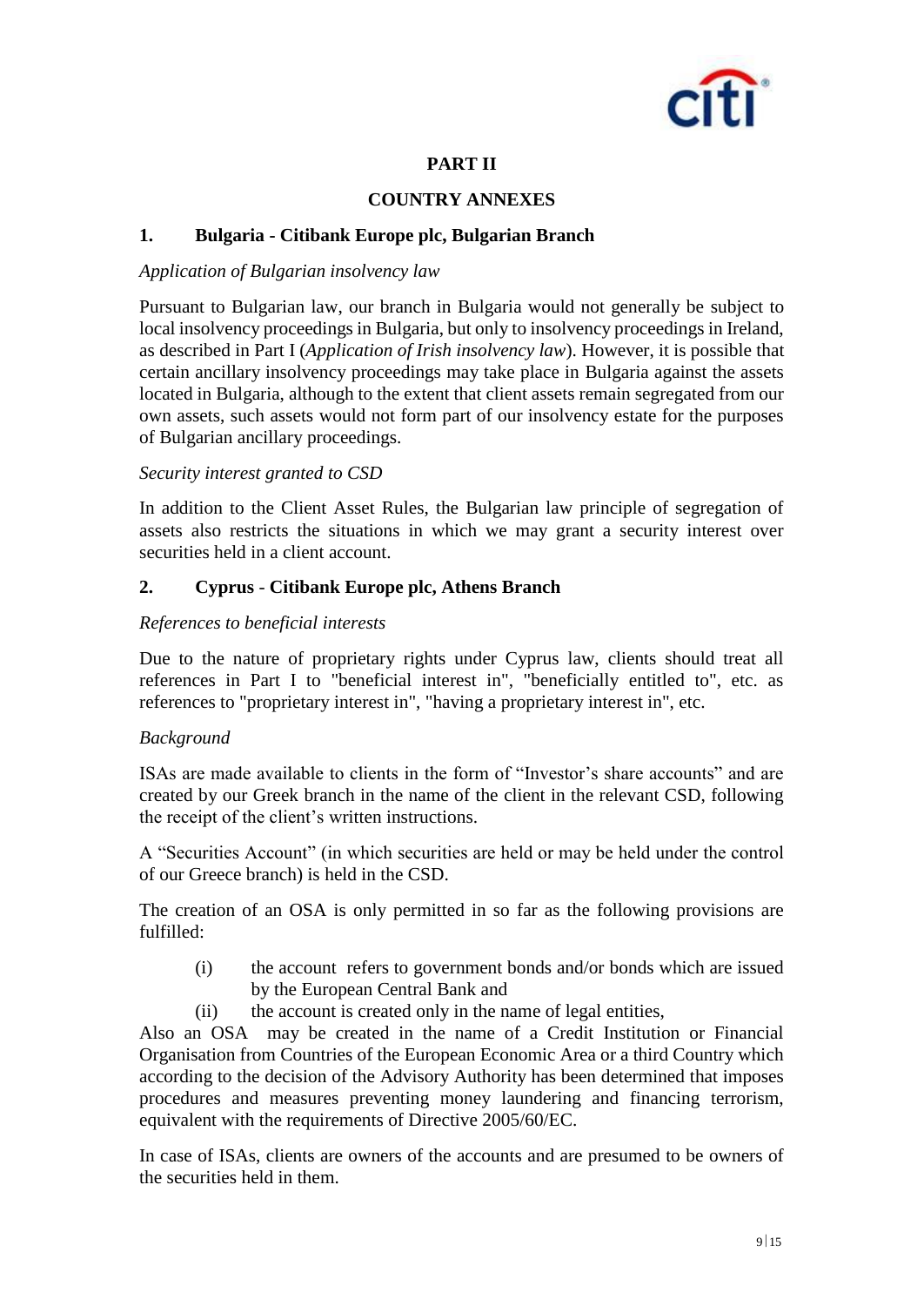## PART II

## COUNTRY ANNEXES

### 1. Bulgaria - Citibank Europe plc, Bulgarian Branch

*Application of Bulgarian insolvency law*

Pursuant to Bulgarian law, our branch in Bulgaria would not generally be subject to local insolvency proceedings in Bulgaria, but only to insolvency proceedings in Ireland, as described in Part I (*Application of Irish insolvency law*). However, it is possible that certain ancillary insolvency proceedings may take place in Bulgaria against the assets located in Bulgaria, although to the extent that client assets remain segregated from our own assets, such assets would not form part of our insolvency estate for the purposes of Bulgarian ancillary proceedings.

*Security interest granted to CSD*

In addition to the Client Asset Rules, the Bulgarian law principle of segregation of assets also restricts the situations in which we may grant a security interest over securities held in a client account.

### 2. Cyprus - Citibank Europe plc, Athens Branch

*References to beneficial interests*

Due to the nature of proprietary rights under Cyprus law, clients should treat all references in Part I to "beneficial interest in", "beneficially entitled to", etc. as references to "proprietary interest in", "having a proprietary interest in", etc.

*Background*

ISAs are made available to clients in the form of "Investor's share accounts" and are created by our Greek branch in the name of the client in the relevant CSD, following the receipt of the client's written instructions.

A "Securities Account" (in which securities are held or may be held under the control of our Greece branch) is held in the CSD.

The creation of an OSA is only permitted in so far as the following provisions are fulfilled:

(i) the account refers to government bonds and/or bonds which are issued by the European Central Bank and

(ii) the account is created only in the name of legal entities,

Also an OSA may be created in the name of a Credit Institution or Financial Organisation from Countries of the European Economic Area or a third Country which according to the decision of the Advisory Authority has been determined that imposes procedures and measures preventing money laundering and financing terrorism, equivalent with the requirements of Directive 2005/60/EC.

In case of ISAs, clients are owners of the accounts and are presumed to be owners of the securities held in them.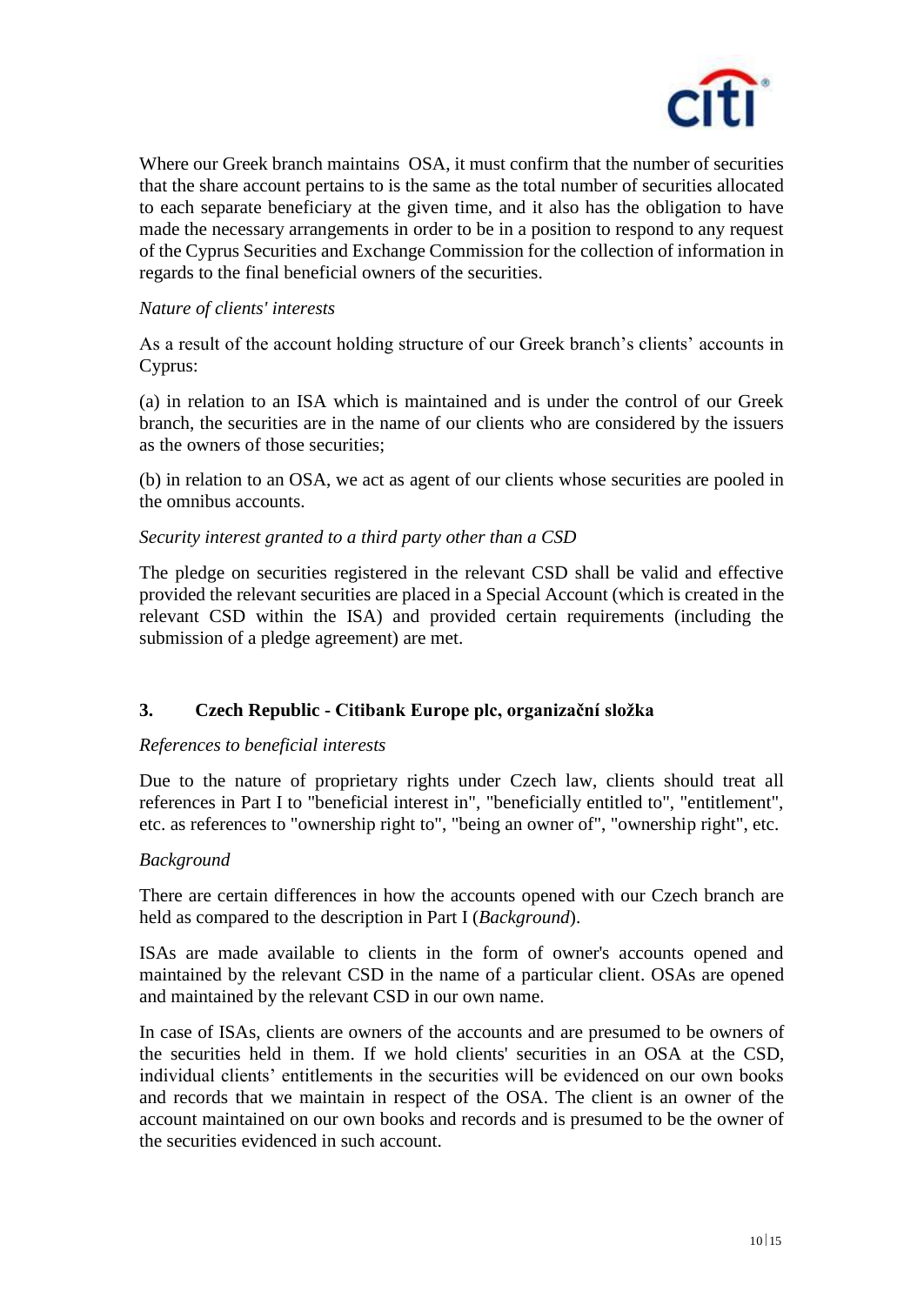Where our Greek branch maintains OSA, it must confirm that the number of securities that the share account pertains to is the same as the total number of securities allocated to each separate beneficiary at the given time, and it also has the obligation to have made the necessary arrangements in order to be in a position to respond to any request of the Cyprus Securities and Exchange Commission for the collection of information in regards to the final beneficial owners of the securities.

*Nature of clients' interests*

As a result of the account holding structure of our Greek branch's clients' accounts in Cyprus:

(a) in relation to an ISA which is maintained and is under the control of our Greek branch, the securities are in the name of our clients who are considered by the issuers as the owners of those securities;

(b) in relation to an OSA, we act as agent of our clients whose securities are pooled in the omnibus accounts.

*Security interest granted to a third party other than a CSD*

The pledge on securities registered in the relevant CSD shall be valid and effective provided the relevant securities are placed in a Special Account (which is created in the relevant CSD within the ISA) and provided certain requirements (including the submission of a pledge agreement) are met.

## 3. Czech Republic - Citibank Europe plc, organizační složka

*References to beneficial interests*

Due to the nature of proprietary rights under Czech law, clients should treat all references in Part I to "beneficial interest in", "beneficially entitled to", "entitlement", etc. as references to "ownership right to", "being an owner of", "ownership right", etc.

*Background*

There are certain differences in how the accounts opened with our Czech branch are held as compared to the description in Part I (*Background*).

ISAs are made available to clients in the form of owner's accounts opened and maintained by the relevant CSD in the name of a particular client. OSAs are opened and maintained by the relevant CSD in our own name.

In case of ISAs, clients are owners of the accounts and are presumed to be owners of the securities held in them. If we hold clients' securities in an OSA at the CSD, individual clients' entitlements in the securities will be evidenced on our own books and records that we maintain in respect of the OSA. The client is an owner of the account maintained on our own books and records and is presumed to be the owner of the securities evidenced in such account.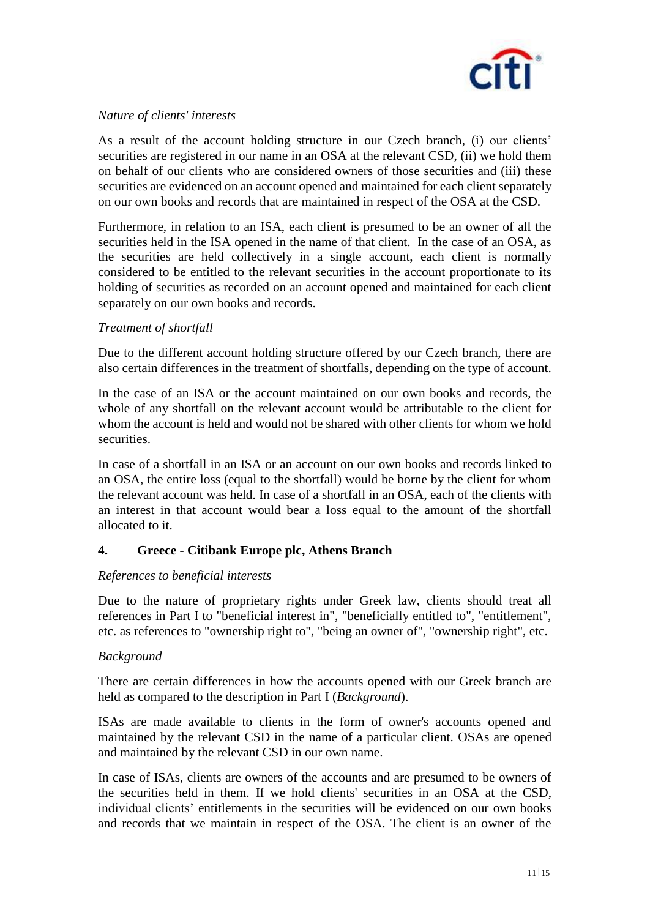*Nature of clients' interests*

As a result of the account holding structure in our Czech branch, (i) our clients' securities are registered in our name in an OSA at the relevant CSD, (ii) we hold them on behalf of our clients who are considered owners of those securities and (iii) these securities are evidenced on an account opened and maintained for each client separately on our own books and records that are maintained in respect of the OSA at the CSD.

Furthermore, in relation to an ISA, each client is presumed to be an owner of all the securities held in the ISA opened in the name of that client. In the case of an OSA, as the securities are held collectively in a single account, each client is normally considered to be entitled to the relevant securities in the account proportionate to its holding of securities as recorded on an account opened and maintained for each client separately on our own books and records.

*Treatment of shortfall*

Due to the different account holding structure offered by our Czech branch, there are also certain differences in the treatment of shortfalls, depending on the type of account.

In the case of an ISA or the account maintained on our own books and records, the whole of any shortfall on the relevant account would be attributable to the client for whom the account is held and would not be shared with other clients for whom we hold securities.

In case of a shortfall in an ISA or an account on our own books and records linked to an OSA, the entire loss (equal to the shortfall) would be borne by the client for whom the relevant account was held. In case of a shortfall in an OSA, each of the clients with an interest in that account would bear a loss equal to the amount of the shortfall allocated to it.

## 4. Greece - Citibank Europe plc, Athens Branch

*References to beneficial interests*

Due to the nature of proprietary rights under Greek law, clients should treat all references in Part I to "beneficial interest in", "beneficially entitled to", "entitlement", etc. as references to "ownership right to", "being an owner of", "ownership right", etc.

*Background*

There are certain differences in how the accounts opened with our Greek branch are held as compared to the description in Part I (*Background*).

ISAs are made available to clients in the form of owner's accounts opened and maintained by the relevant CSD in the name of a particular client. OSAs are opened and maintained by the relevant CSD in our own name.

In case of ISAs, clients are owners of the accounts and are presumed to be owners of the securities held in them. If we hold clients' securities in an OSA at the CSD, individual clients' entitlements in the securities will be evidenced on our own books and records that we maintain in respect of the OSA. The client is an owner of the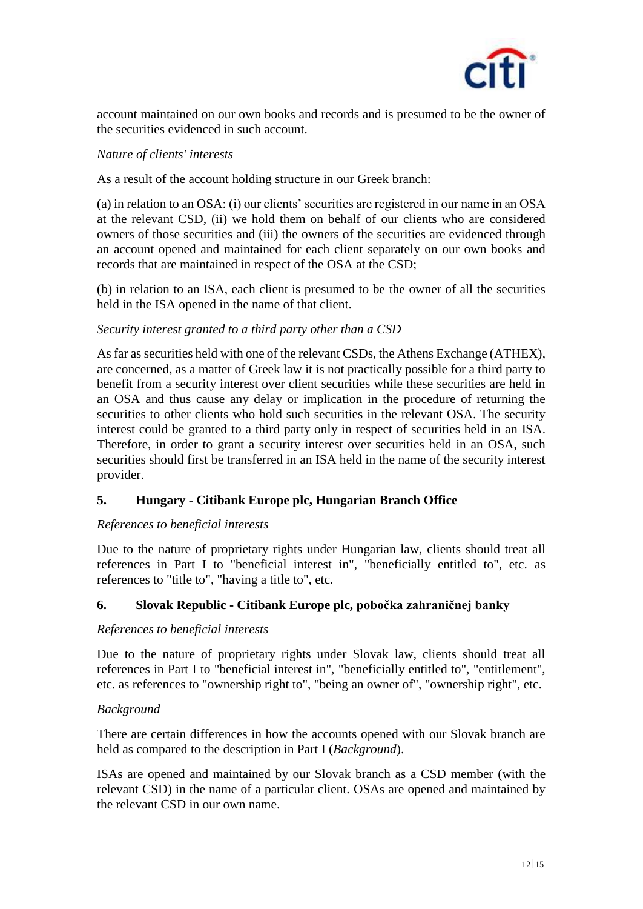account maintained on our own books and records and is presumed to be the owner of the securities evidenced in such account.

*Nature of clients' interests*

As a result of the account holding structure in our Greek branch:

(a) in relation to an OSA: (i) our clients' securities are registered in our name in an OSA at the relevant CSD, (ii) we hold them on behalf of our clients who are considered owners of those securities and (iii) the owners of the securities are evidenced through an account opened and maintained for each client separately on our own books and records that are maintained in respect of the OSA at the CSD;

(b) in relation to an ISA, each client is presumed to be the owner of all the securities held in the ISA opened in the name of that client.

*Security interest granted to a third party other than a CSD*

As far as securities held with one of the relevant CSDs, the Athens Exchange (ATHEX), are concerned, as a matter of Greek law it is not practically possible for a third party to benefit from a security interest over client securities while these securities are held in an OSA and thus cause any delay or implication in the procedure of returning the securities to other clients who hold such securities in the relevant OSA. The security interest could be granted to a third party only in respect of securities held in an ISA. Therefore, in order to grant a security interest over securities held in an OSA, such securities should first be transferred in an ISA held in the name of the security interest provider.

## 5. Hungary - Citibank Europe plc, Hungarian Branch Office

*References to beneficial interests*

Due to the nature of proprietary rights under Hungarian law, clients should treat all references in Part I to "beneficial interest in", "beneficially entitled to", etc. as references to "title to", "having a title to", etc.

## 6. Slovak Republic - Citibank Europe plc, pobočka zahraničnej banky

*References to beneficial interests*

Due to the nature of proprietary rights under Slovak law, clients should treat all references in Part I to "beneficial interest in", "beneficially entitled to", "entitlement", etc. as references to "ownership right to", "being an owner of", "ownership right", etc.

*Background*

There are certain differences in how the accounts opened with our Slovak branch are held as compared to the description in Part I (*Background*).

ISAs are opened and maintained by our Slovak branch as a CSD member (with the relevant CSD) in the name of a particular client. OSAs are opened and maintained by the relevant CSD in our own name.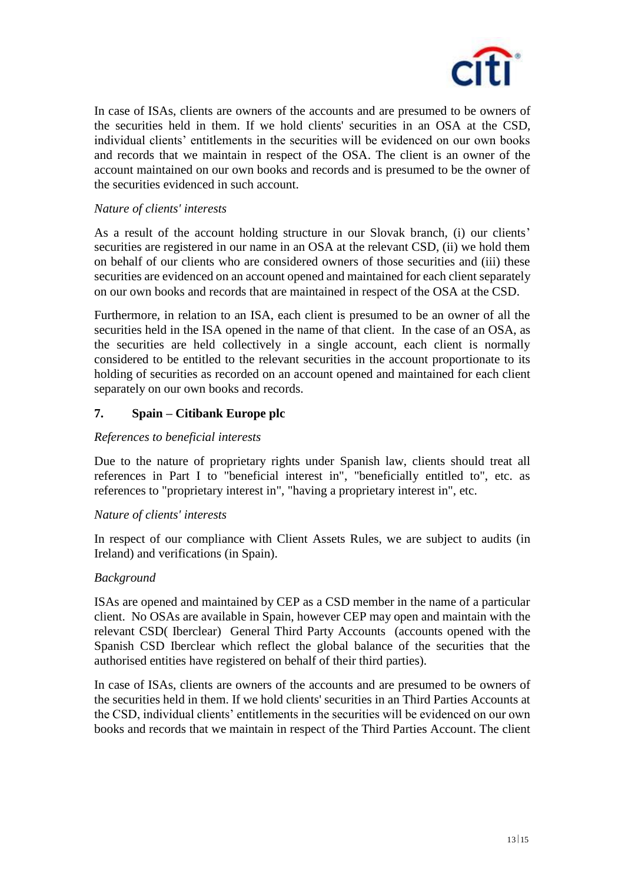In case of ISAs, clients are owners of the accounts and are presumed to be owners of the securities held in them. If we hold clients' securities in an OSA at the CSD, individual clients' entitlements in the securities will be evidenced on our own books and records that we maintain in respect of the OSA. The client is an owner of the account maintained on our own books and records and is presumed to be the owner of the securities evidenced in such account.

*Nature of clients' interests*

As a result of the account holding structure in our Slovak branch, (i) our clients' securities are registered in our name in an OSA at the relevant CSD, (ii) we hold them on behalf of our clients who are considered owners of those securities and (iii) these securities are evidenced on an account opened and maintained for each client separately on our own books and records that are maintained in respect of the OSA at the CSD.

Furthermore, in relation to an ISA, each client is presumed to be an owner of all the securities held in the ISA opened in the name of that client. In the case of an OSA, as the securities are held collectively in a single account, each client is normally considered to be entitled to the relevant securities in the account proportionate to its holding of securities as recorded on an account opened and maintained for each client separately on our own books and records.

## 7. Spain – Citibank Europe plc

*References to beneficial interests*

Due to the nature of proprietary rights under Spanish law, clients should treat all references in Part I to "beneficial interest in", "beneficially entitled to", etc. as references to "proprietary interest in", "having a proprietary interest in", etc.

*Nature of clients' interests*

In respect of our compliance with Client Assets Rules, we are subject to audits (in Ireland) and verifications (in Spain).

*Background*

ISAs are opened and maintained by CEP as a CSD member in the name of a particular client. No OSAs are available in Spain, however CEP may open and maintain with the relevant CSD( Iberclear) General Third Party Accounts (accounts opened with the Spanish CSD Iberclear which reflect the global balance of the securities that the authorised entities have registered on behalf of their third parties).

In case of ISAs, clients are owners of the accounts and are presumed to be owners of the securities held in them. If we hold clients' securities in an Third Parties Accounts at the CSD, individual clients' entitlements in the securities will be evidenced on our own books and records that we maintain in respect of the Third Parties Account. The client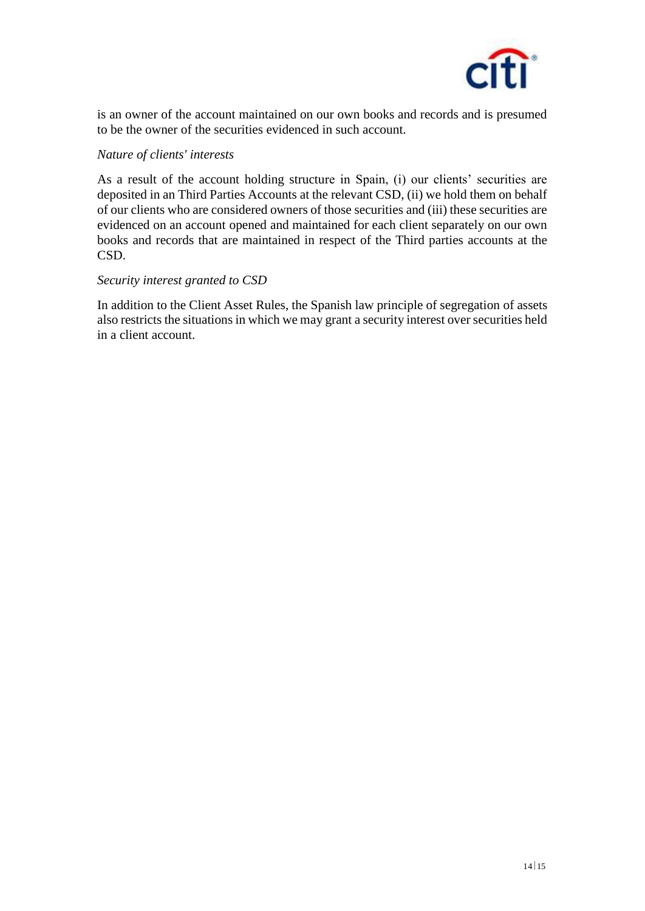is an owner of the account maintained on our own books and records and is presumed to be the owner of the securities evidenced in such account.

*Nature of clients' interests*

As a result of the account holding structure in Spain, (i) our clients' securities are deposited in an Third Parties Accounts at the relevant CSD, (ii) we hold them on behalf of our clients who are considered owners of those securities and (iii) these securities are evidenced on an account opened and maintained for each client separately on our own books and records that are maintained in respect of the Third parties accounts at the CSD.

*Security interest granted to CSD*

In addition to the Client Asset Rules, the Spanish law principle of segregation of assets also restricts the situations in which we may grant a security interest over securities held in a client account.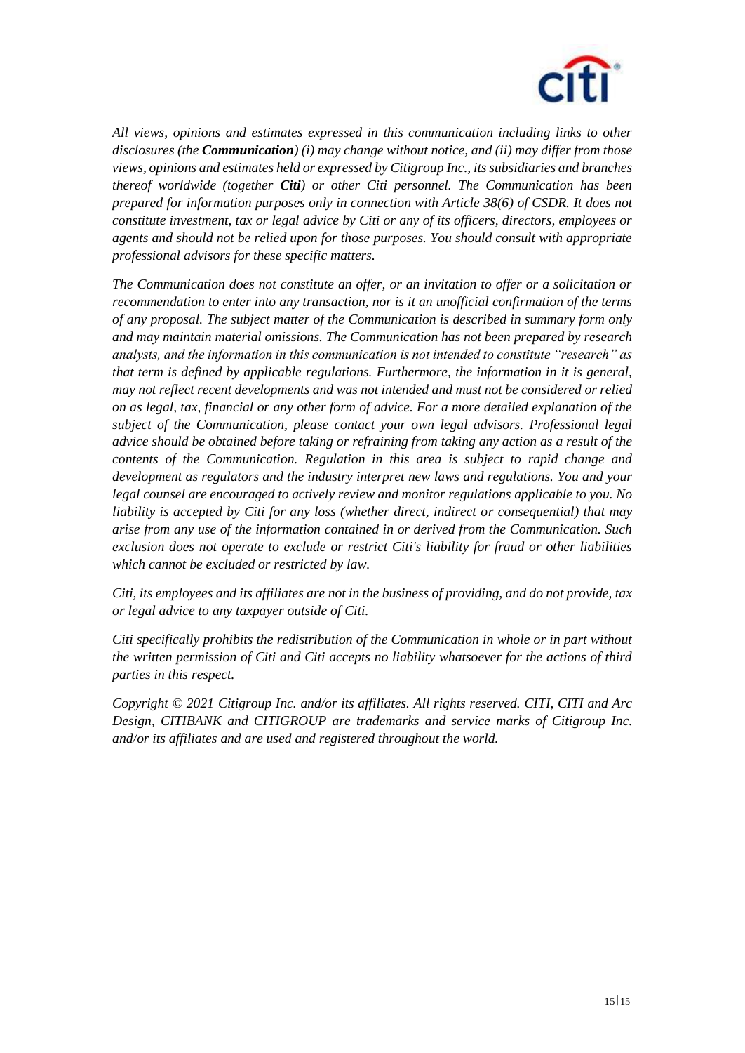*All views, opinions and estimates expressed in this communication including links to other disclosures (the* ***Communication****) (i) may change without notice, and (ii) may differ from those views, opinions and estimates held or expressed by Citigroup Inc., its subsidiaries and branches thereof worldwide (together* ***Citi****) or other Citi personnel. The Communication has been prepared for information purposes only in connection with Article 38(6) of CSDR. It does not constitute investment, tax or legal advice by Citi or any of its officers, directors, employees or agents and should not be relied upon for those purposes. You should consult with appropriate professional advisors for these specific matters.*

*The Communication does not constitute an offer, or an invitation to offer or a solicitation or recommendation to enter into any transaction, nor is it an unofficial confirmation of the terms of any proposal. The subject matter of the Communication is described in summary form only and may maintain material omissions. The Communication has not been prepared by research analysts, and the information in this communication is not intended to constitute "research" as that term is defined by applicable regulations. Furthermore, the information in it is general, may not reflect recent developments and was not intended and must not be considered or relied on as legal, tax, financial or any other form of advice. For a more detailed explanation of the subject of the Communication, please contact your own legal advisors. Professional legal advice should be obtained before taking or refraining from taking any action as a result of the contents of the Communication. Regulation in this area is subject to rapid change and development as regulators and the industry interpret new laws and regulations. You and your legal counsel are encouraged to actively review and monitor regulations applicable to you. No liability is accepted by Citi for any loss (whether direct, indirect or consequential) that may arise from any use of the information contained in or derived from the Communication. Such exclusion does not operate to exclude or restrict Citi's liability for fraud or other liabilities which cannot be excluded or restricted by law.*

*Citi, its employees and its affiliates are not in the business of providing, and do not provide, tax or legal advice to any taxpayer outside of Citi.*

*Citi specifically prohibits the redistribution of the Communication in whole or in part without the written permission of Citi and Citi accepts no liability whatsoever for the actions of third parties in this respect.*

*Copyright © 2021 Citigroup Inc. and/or its affiliates. All rights reserved. CITI, CITI and Arc Design, CITIBANK and CITIGROUP are trademarks and service marks of Citigroup Inc. and/or its affiliates and are used and registered throughout the world.*